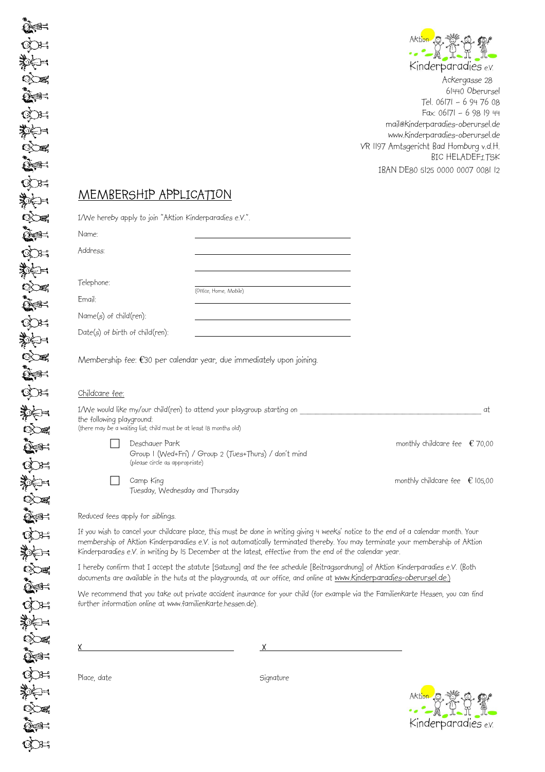Aktion Kinderparadies e.V.

Ackergasse 28
61440 Oberursel
Tel. 06171 – 6 94 76 08
Fax: 06171 – 6 98 19 44
mail@kinderparadies-oberursel.de
www.kinderparadies-oberursel.de
VR 1197 Amtsgericht Bad Homburg v.d.H.
BIC HELADEF1TSK
IBAN DE80 5125 0000 0007 0081 12

# MEMBERSHIP APPLICATION

I/We hereby apply to join "Aktion Kinderparadies e.V.".

Name: ______________________________

Address: ______________________________

______________________________

Telephone: ______________________________
(Office, Home, Mobile)

Email: ______________________________

Name(s) of child(ren): ______________________________

Date(s) of birth of child(ren): ______________________________

Membership fee: €30 per calendar year, due immediately upon joining.

Childcare fee:

I/We would like my/our child(ren) to attend your playgroup starting on ______________________________ at the following playground:
(there may be a waiting list; child must be at least 18 months old)

☐ Deschauer Park — monthly childcare fee € 70,00
Group 1 (Wed+Fri) / Group 2 (Tues+Thurs) / don't mind
(please circle as appropriate)

☐ Camp King — monthly childcare fee € 105,00
Tuesday, Wednesday and Thursday

Reduced fees apply for siblings.

If you wish to cancel your childcare place, this must be done in writing giving 4 weeks' notice to the end of a calendar month. Your membership of Aktion Kinderparadies e.V. is not automatically terminated thereby. You may terminate your membership of Aktion Kinderparadies e.V. in writing by 15 December at the latest, effective from the end of the calendar year.

I hereby confirm that I accept the statute [Satzung] and the fee schedule [Beitragsordnung] of Aktion Kinderparadies e.V. (Both documents are available in the huts at the playgrounds, at our office, and online at www.kinderparadies-oberursel.de.)

We recommend that you take out private accident insurance for your child (for example via the FamilienKarte Hessen, you can find further information online at www.familienkarte.hessen.de).

X ______________________________ X ______________________________

Place, date Signature

Aktion Kinderparadies e.V.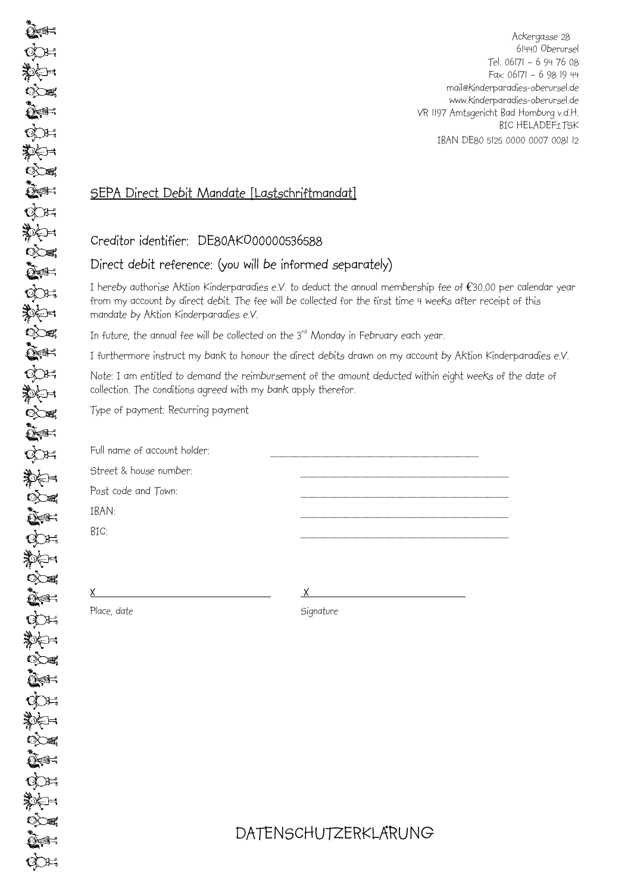Ackergasse 28
61440 Oberursel
Tel. 06171 – 6 94 76 08
Fax: 06171 – 6 98 19 44
mail@kinderparadies-oberursel.de
www.kinderparadies-oberursel.de
VR 1197 Amtsgericht Bad Homburg v.d.H.
BIC HELADEF1TSK
IBAN DE80 5125 0000 0007 0081 12

## SEPA Direct Debit Mandate [Lastschriftmandat]

Creditor identifier: DE80AKO00000536588

Direct debit reference: (you will be informed separately)

I hereby authorise Aktion Kinderparadies e.V. to deduct the annual membership fee of €30.00 per calendar year from my account by direct debit. The fee will be collected for the first time 4 weeks after receipt of this mandate by Aktion Kinderparadies e.V.

In future, the annual fee will be collected on the 3rd Monday in February each year.

I furthermore instruct my bank to honour the direct debits drawn on my account by Aktion Kinderparadies e.V.

Note: I am entitled to demand the reimbursement of the amount deducted within eight weeks of the date of collection. The conditions agreed with my bank apply therefor.

Type of payment: Recurring payment

Full name of account holder: ______________________________

Street & house number: ______________________________

Post code and Town: ______________________________

IBAN: ______________________________

BIC: ______________________________

X ______________________________ X ______________________________

Place, date Signature

# DATENSCHUTZERKLÄRUNG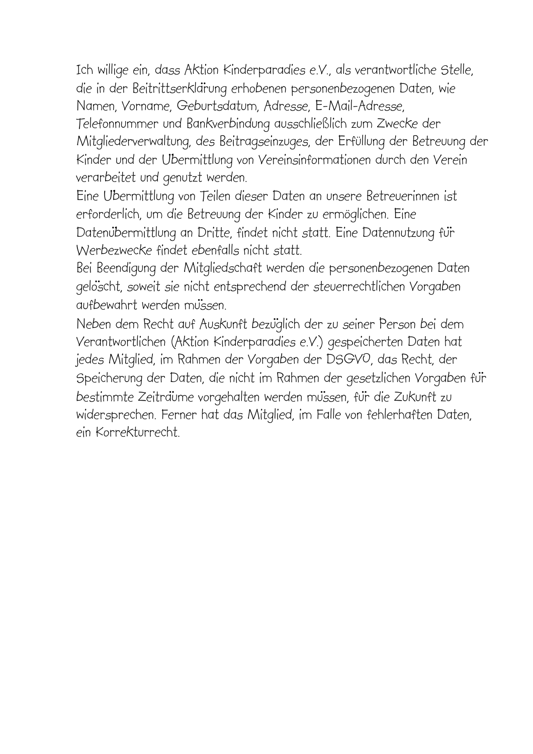Ich willige ein, dass Aktion Kinderparadies e.V., als verantwortliche Stelle, die in der Beitrittserklärung erhobenen personenbezogenen Daten, wie Namen, Vorname, Geburtsdatum, Adresse, E-Mail-Adresse, Telefonnummer und Bankverbindung ausschließlich zum Zwecke der Mitgliederverwaltung, des Beitragseinzuges, der Erfüllung der Betreuung der Kinder und der Ubermittlung von Vereinsinformationen durch den Verein verarbeitet und genutzt werden.
Eine Ubermittlung von Teilen dieser Daten an unsere Betreuerinnen ist erforderlich, um die Betreuung der Kinder zu ermöglichen. Eine Datenübermittlung an Dritte, findet nicht statt. Eine Datennutzung für Werbezwecke findet ebenfalls nicht statt.
Bei Beendigung der Mitgliedschaft werden die personenbezogenen Daten gelöscht, soweit sie nicht entsprechend der steuerrechtlichen Vorgaben aufbewahrt werden müssen.
Neben dem Recht auf Auskunft bezüglich der zu seiner Person bei dem Verantwortlichen (Aktion Kinderparadies e.V.) gespeicherten Daten hat jedes Mitglied, im Rahmen der Vorgaben der DSGVO, das Recht, der Speicherung der Daten, die nicht im Rahmen der gesetzlichen Vorgaben für bestimmte Zeiträume vorgehalten werden müssen, für die Zukunft zu widersprechen. Ferner hat das Mitglied, im Falle von fehlerhaften Daten, ein Korrekturrecht.